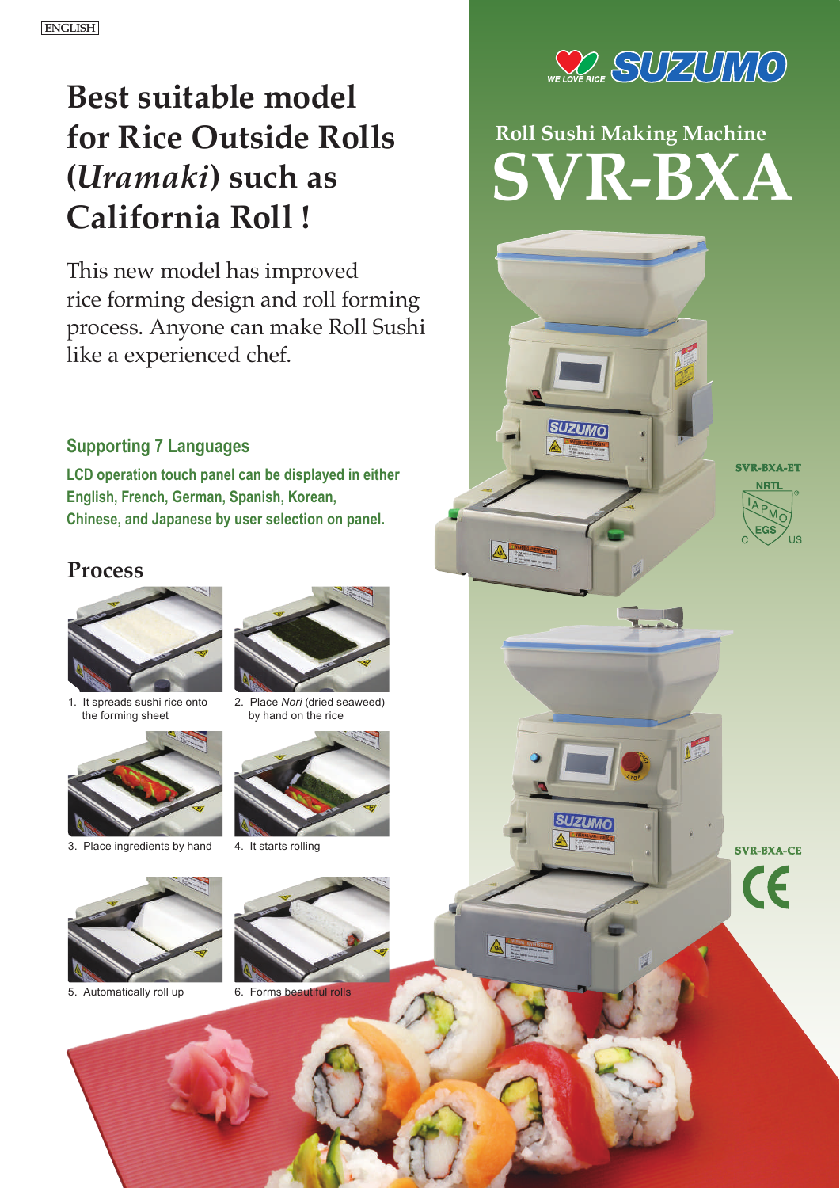ENGLISH

# Best suitable model for Rice Outside Rolls (*Uramaki*) such as California Roll !

This new model has improved rice forming design and roll forming process. Anyone can make Roll Sushi like a experienced chef.

## Supporting 7 Languages

**LCD operation touch panel can be displayed in either English, French, German, Spanish, Korean, Chinese, and Japanese by user selection on panel.**

## Process

1. It spreads sushi rice onto the forming sheet
2. Place *Nori* (dried seaweed) by hand on the rice
3. Place ingredients by hand
4. It starts rolling
5. Automatically roll up
6. Forms beautiful rolls

WE LOVE RICE SUZUMO

## Roll Sushi Making Machine

# SVR-BXA

SVR-BXA-ET

NRTL IAPMO EGS C US

SVR-BXA-CE

CE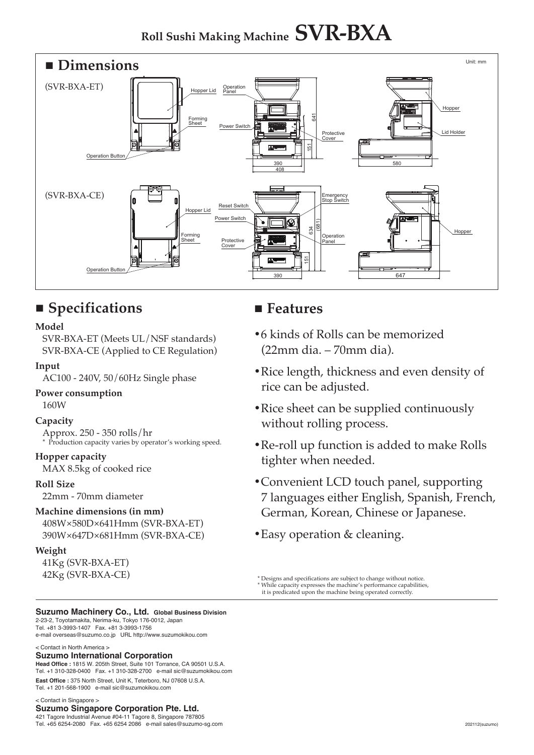# Roll Sushi Making Machine SVR-BXA

## ■ Dimensions

Unit: mm

(SVR-BXA-ET)

Hopper Lid
Forming Sheet
Operation Button
Operation Panel
Power Switch
Protective Cover
641
151
390
408
Hopper
Lid Holder
580

(SVR-BXA-CE)

Hopper Lid
Forming Sheet
Operation Button
Reset Switch
Power Switch
Protective Cover
Emergency Stop Switch
Operation Panel
634
(681)
151
390
Hopper
647

## ■ Specifications

**Model**
SVR-BXA-ET (Meets UL/NSF standards)
SVR-BXA-CE (Applied to CE Regulation)

**Input**
AC100 - 240V, 50/60Hz Single phase

**Power consumption**
160W

**Capacity**
Approx. 250 - 350 rolls/hr
\* Production capacity varies by operator's working speed.

**Hopper capacity**
MAX 8.5kg of cooked rice

**Roll Size**
22mm - 70mm diameter

**Machine dimensions (in mm)**
408W×580D×641Hmm (SVR-BXA-ET)
390W×647D×681Hmm (SVR-BXA-CE)

**Weight**
41Kg (SVR-BXA-ET)
42Kg (SVR-BXA-CE)

## ■ Features

- 6 kinds of Rolls can be memorized (22mm dia. – 70mm dia).
- Rice length, thickness and even density of rice can be adjusted.
- Rice sheet can be supplied continuously without rolling process.
- Re-roll up function is added to make Rolls tighter when needed.
- Convenient LCD touch panel, supporting 7 languages either English, Spanish, French, German, Korean, Chinese or Japanese.
- Easy operation & cleaning.

\* Designs and specifications are subject to change without notice.
\* While capacity expresses the machine's performance capabilities, it is predicated upon the machine being operated correctly.

**Suzumo Machinery Co., Ltd. Global Business Division**
2-23-2, Toyotamakita, Nerima-ku, Tokyo 176-0012, Japan
Tel. +81 3-3993-1407 Fax. +81 3-3993-1756
e-mail overseas@suzumo.co.jp URL http://www.suzumokikou.com

< Contact in North America >
**Suzumo International Corporation**
**Head Office :** 1815 W. 205th Street, Suite 101 Torrance, CA 90501 U.S.A.
Tel. +1 310-328-0400 Fax. +1 310-328-2700 e-mail sic@suzumokikou.com
**East Office :** 375 North Street, Unit K, Teterboro, NJ 07608 U.S.A.
Tel. +1 201-568-1900 e-mail sic@suzumokikou.com

< Contact in Singapore >
**Suzumo Singapore Corporation Pte. Ltd.**
421 Tagore Industrial Avenue #04-11 Tagore 8, Singapore 787805
Tel. +65 6254-2080 Fax. +65 6254 2086 e-mail sales@suzumo-sg.com

202112(suzumo)